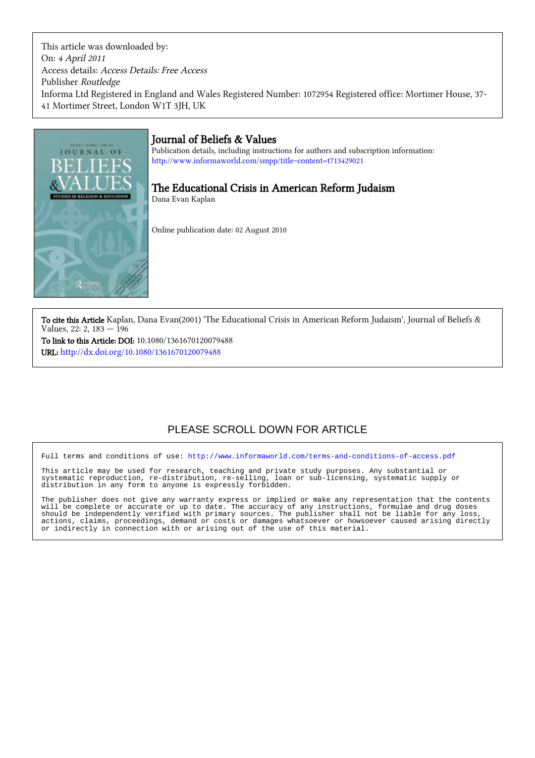This article was downloaded by:
On: *4 April 2011*
Access details: *Access Details: Free Access*
Publisher *Routledge*
Informa Ltd Registered in England and Wales Registered Number: 1072954 Registered office: Mortimer House, 37-41 Mortimer Street, London W1T 3JH, UK

# Journal of Beliefs & Values

Publication details, including instructions for authors and subscription information:
http://www.informaworld.com/smpp/title~content=t713429021

## The Educational Crisis in American Reform Judaism

Dana Evan Kaplan

Online publication date: 02 August 2010

**To cite this Article** Kaplan, Dana Evan(2001) 'The Educational Crisis in American Reform Judaism', Journal of Beliefs & Values, 22: 2, 183 — 196

**To link to this Article: DOI:** 10.1080/1361670120079488

**URL:** http://dx.doi.org/10.1080/1361670120079488

PLEASE SCROLL DOWN FOR ARTICLE

Full terms and conditions of use: http://www.informaworld.com/terms-and-conditions-of-access.pdf

This article may be used for research, teaching and private study purposes. Any substantial or systematic reproduction, re-distribution, re-selling, loan or sub-licensing, systematic supply or distribution in any form to anyone is expressly forbidden.

The publisher does not give any warranty express or implied or make any representation that the contents will be complete or accurate or up to date. The accuracy of any instructions, formulae and drug doses should be independently verified with primary sources. The publisher shall not be liable for any loss, actions, claims, proceedings, demand or costs or damages whatsoever or howsoever caused arising directly or indirectly in connection with or arising out of the use of this material.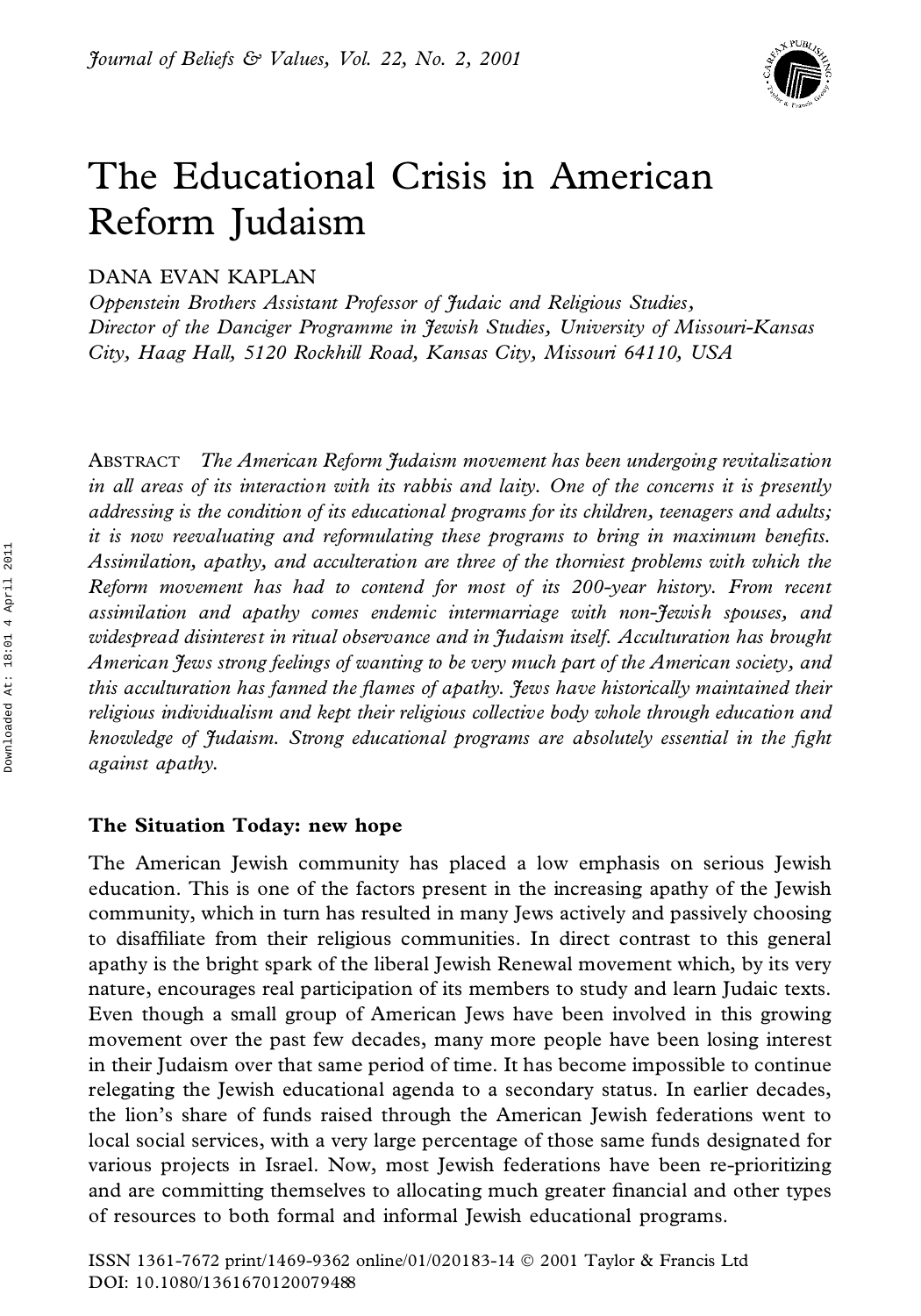# The Educational Crisis in American Reform Judaism

DANA EVAN KAPLAN

*Oppenstein Brothers Assistant Professor of Judaic and Religious Studies, Director of the Danciger Programme in Jewish Studies, University of Missouri-Kansas City, Haag Hall, 5120 Rockhill Road, Kansas City, Missouri 64110, USA*

ABSTRACT *The American Reform Judaism movement has been undergoing revitalization in all areas of its interaction with its rabbis and laity. One of the concerns it is presently addressing is the condition of its educational programs for its children, teenagers and adults; it is now reevaluating and reformulating these programs to bring in maximum benefits. Assimilation, apathy, and acculteration are three of the thorniest problems with which the Reform movement has had to contend for most of its 200-year history. From recent assimilation and apathy comes endemic intermarriage with non-Jewish spouses, and widespread disinterest in ritual observance and in Judaism itself. Acculturation has brought American Jews strong feelings of wanting to be very much part of the American society, and this acculturation has fanned the flames of apathy. Jews have historically maintained their religious individualism and kept their religious collective body whole through education and knowledge of Judaism. Strong educational programs are absolutely essential in the fight against apathy.*

## The Situation Today: new hope

The American Jewish community has placed a low emphasis on serious Jewish education. This is one of the factors present in the increasing apathy of the Jewish community, which in turn has resulted in many Jews actively and passively choosing to disaffiliate from their religious communities. In direct contrast to this general apathy is the bright spark of the liberal Jewish Renewal movement which, by its very nature, encourages real participation of its members to study and learn Judaic texts. Even though a small group of American Jews have been involved in this growing movement over the past few decades, many more people have been losing interest in their Judaism over that same period of time. It has become impossible to continue relegating the Jewish educational agenda to a secondary status. In earlier decades, the lion's share of funds raised through the American Jewish federations went to local social services, with a very large percentage of those same funds designated for various projects in Israel. Now, most Jewish federations have been re-prioritizing and are committing themselves to allocating much greater financial and other types of resources to both formal and informal Jewish educational programs.

ISSN 1361-7672 print/1469-9362 online/01/020183-14 © 2001 Taylor & Francis Ltd
DOI: 10.1080/13617670120079488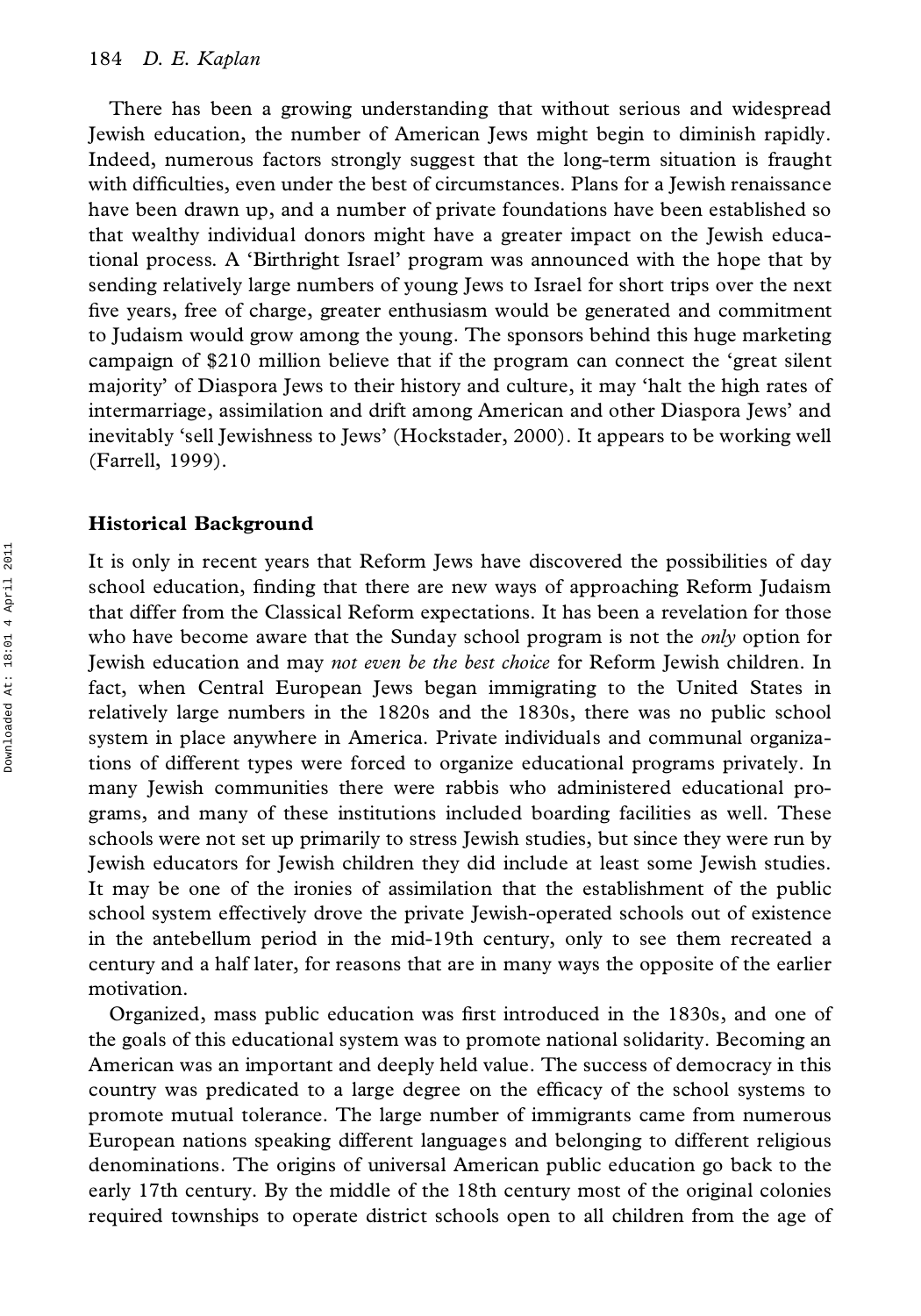There has been a growing understanding that without serious and widespread Jewish education, the number of American Jews might begin to diminish rapidly. Indeed, numerous factors strongly suggest that the long-term situation is fraught with difficulties, even under the best of circumstances. Plans for a Jewish renaissance have been drawn up, and a number of private foundations have been established so that wealthy individual donors might have a greater impact on the Jewish educational process. A 'Birthright Israel' program was announced with the hope that by sending relatively large numbers of young Jews to Israel for short trips over the next five years, free of charge, greater enthusiasm would be generated and commitment to Judaism would grow among the young. The sponsors behind this huge marketing campaign of $210 million believe that if the program can connect the 'great silent majority' of Diaspora Jews to their history and culture, it may 'halt the high rates of intermarriage, assimilation and drift among American and other Diaspora Jews' and inevitably 'sell Jewishness to Jews' (Hockstader, 2000). It appears to be working well (Farrell, 1999).

### Historical Background

It is only in recent years that Reform Jews have discovered the possibilities of day school education, finding that there are new ways of approaching Reform Judaism that differ from the Classical Reform expectations. It has been a revelation for those who have become aware that the Sunday school program is not the *only* option for Jewish education and may *not even be the best choice* for Reform Jewish children. In fact, when Central European Jews began immigrating to the United States in relatively large numbers in the 1820s and the 1830s, there was no public school system in place anywhere in America. Private individuals and communal organizations of different types were forced to organize educational programs privately. In many Jewish communities there were rabbis who administered educational programs, and many of these institutions included boarding facilities as well. These schools were not set up primarily to stress Jewish studies, but since they were run by Jewish educators for Jewish children they did include at least some Jewish studies. It may be one of the ironies of assimilation that the establishment of the public school system effectively drove the private Jewish-operated schools out of existence in the antebellum period in the mid-19th century, only to see them recreated a century and a half later, for reasons that are in many ways the opposite of the earlier motivation.

Organized, mass public education was first introduced in the 1830s, and one of the goals of this educational system was to promote national solidarity. Becoming an American was an important and deeply held value. The success of democracy in this country was predicated to a large degree on the efficacy of the school systems to promote mutual tolerance. The large number of immigrants came from numerous European nations speaking different languages and belonging to different religious denominations. The origins of universal American public education go back to the early 17th century. By the middle of the 18th century most of the original colonies required townships to operate district schools open to all children from the age of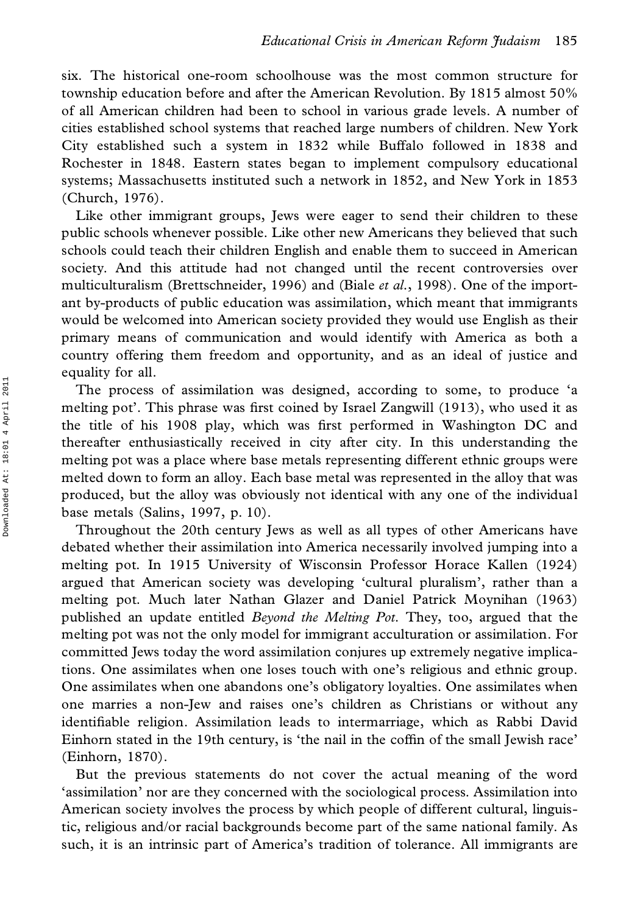six. The historical one-room schoolhouse was the most common structure for township education before and after the American Revolution. By 1815 almost 50% of all American children had been to school in various grade levels. A number of cities established school systems that reached large numbers of children. New York City established such a system in 1832 while Buffalo followed in 1838 and Rochester in 1848. Eastern states began to implement compulsory educational systems; Massachusetts instituted such a network in 1852, and New York in 1853 (Church, 1976).

Like other immigrant groups, Jews were eager to send their children to these public schools whenever possible. Like other new Americans they believed that such schools could teach their children English and enable them to succeed in American society. And this attitude had not changed until the recent controversies over multiculturalism (Brettschneider, 1996) and (Biale *et al.*, 1998). One of the important by-products of public education was assimilation, which meant that immigrants would be welcomed into American society provided they would use English as their primary means of communication and would identify with America as both a country offering them freedom and opportunity, and as an ideal of justice and equality for all.

The process of assimilation was designed, according to some, to produce 'a melting pot'. This phrase was first coined by Israel Zangwill (1913), who used it as the title of his 1908 play, which was first performed in Washington DC and thereafter enthusiastically received in city after city. In this understanding the melting pot was a place where base metals representing different ethnic groups were melted down to form an alloy. Each base metal was represented in the alloy that was produced, but the alloy was obviously not identical with any one of the individual base metals (Salins, 1997, p. 10).

Throughout the 20th century Jews as well as all types of other Americans have debated whether their assimilation into America necessarily involved jumping into a melting pot. In 1915 University of Wisconsin Professor Horace Kallen (1924) argued that American society was developing 'cultural pluralism', rather than a melting pot. Much later Nathan Glazer and Daniel Patrick Moynihan (1963) published an update entitled *Beyond the Melting Pot*. They, too, argued that the melting pot was not the only model for immigrant acculturation or assimilation. For committed Jews today the word assimilation conjures up extremely negative implications. One assimilates when one loses touch with one's religious and ethnic group. One assimilates when one abandons one's obligatory loyalties. One assimilates when one marries a non-Jew and raises one's children as Christians or without any identifiable religion. Assimilation leads to intermarriage, which as Rabbi David Einhorn stated in the 19th century, is 'the nail in the coffin of the small Jewish race' (Einhorn, 1870).

But the previous statements do not cover the actual meaning of the word 'assimilation' nor are they concerned with the sociological process. Assimilation into American society involves the process by which people of different cultural, linguistic, religious and/or racial backgrounds become part of the same national family. As such, it is an intrinsic part of America's tradition of tolerance. All immigrants are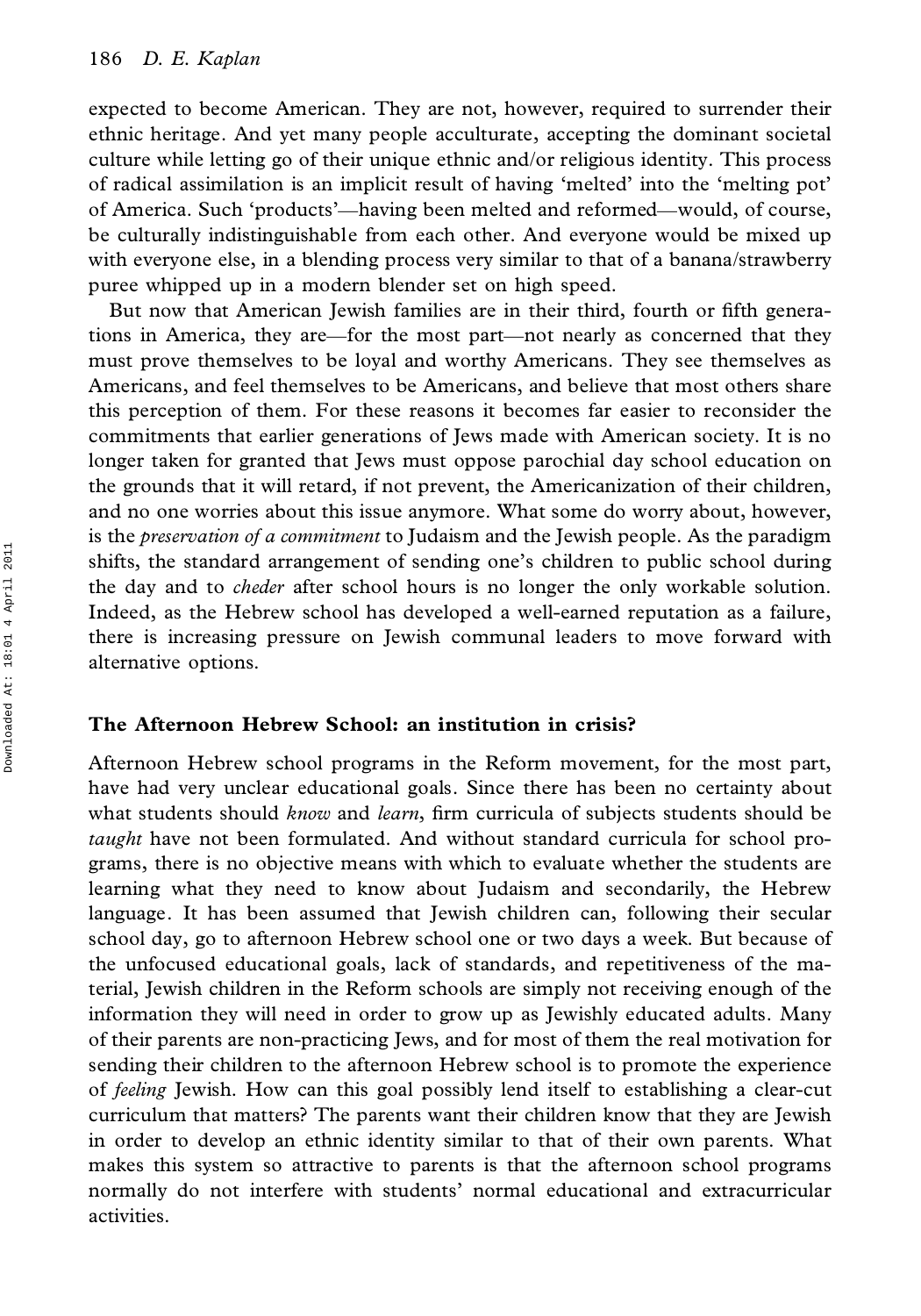expected to become American. They are not, however, required to surrender their ethnic heritage. And yet many people acculturate, accepting the dominant societal culture while letting go of their unique ethnic and/or religious identity. This process of radical assimilation is an implicit result of having 'melted' into the 'melting pot' of America. Such 'products'—having been melted and reformed—would, of course, be culturally indistinguishable from each other. And everyone would be mixed up with everyone else, in a blending process very similar to that of a banana/strawberry puree whipped up in a modern blender set on high speed.

But now that American Jewish families are in their third, fourth or fifth generations in America, they are—for the most part—not nearly as concerned that they must prove themselves to be loyal and worthy Americans. They see themselves as Americans, and feel themselves to be Americans, and believe that most others share this perception of them. For these reasons it becomes far easier to reconsider the commitments that earlier generations of Jews made with American society. It is no longer taken for granted that Jews must oppose parochial day school education on the grounds that it will retard, if not prevent, the Americanization of their children, and no one worries about this issue anymore. What some do worry about, however, is the *preservation of a commitment* to Judaism and the Jewish people. As the paradigm shifts, the standard arrangement of sending one's children to public school during the day and to *cheder* after school hours is no longer the only workable solution. Indeed, as the Hebrew school has developed a well-earned reputation as a failure, there is increasing pressure on Jewish communal leaders to move forward with alternative options.

## The Afternoon Hebrew School: an institution in crisis?

Afternoon Hebrew school programs in the Reform movement, for the most part, have had very unclear educational goals. Since there has been no certainty about what students should *know* and *learn*, firm curricula of subjects students should be *taught* have not been formulated. And without standard curricula for school programs, there is no objective means with which to evaluate whether the students are learning what they need to know about Judaism and secondarily, the Hebrew language. It has been assumed that Jewish children can, following their secular school day, go to afternoon Hebrew school one or two days a week. But because of the unfocused educational goals, lack of standards, and repetitiveness of the material, Jewish children in the Reform schools are simply not receiving enough of the information they will need in order to grow up as Jewishly educated adults. Many of their parents are non-practicing Jews, and for most of them the real motivation for sending their children to the afternoon Hebrew school is to promote the experience of *feeling* Jewish. How can this goal possibly lend itself to establishing a clear-cut curriculum that matters? The parents want their children know that they are Jewish in order to develop an ethnic identity similar to that of their own parents. What makes this system so attractive to parents is that the afternoon school programs normally do not interfere with students' normal educational and extracurricular activities.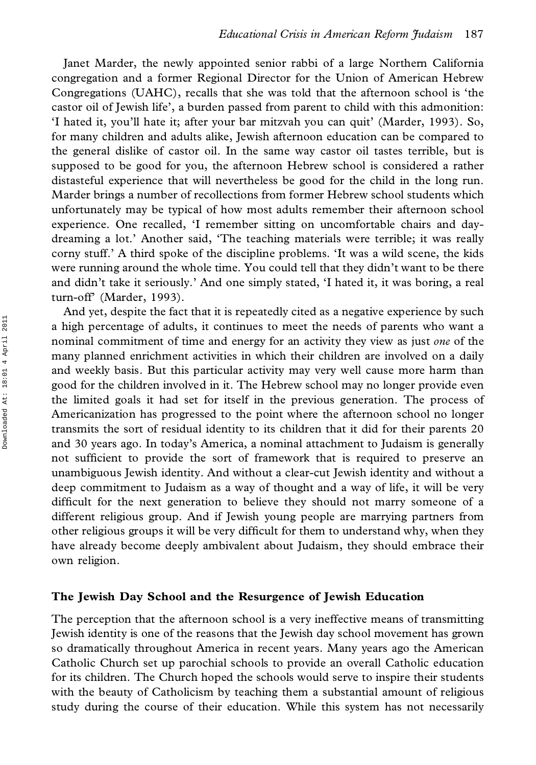Janet Marder, the newly appointed senior rabbi of a large Northern California congregation and a former Regional Director for the Union of American Hebrew Congregations (UAHC), recalls that she was told that the afternoon school is 'the castor oil of Jewish life', a burden passed from parent to child with this admonition: 'I hated it, you'll hate it; after your bar mitzvah you can quit' (Marder, 1993). So, for many children and adults alike, Jewish afternoon education can be compared to the general dislike of castor oil. In the same way castor oil tastes terrible, but is supposed to be good for you, the afternoon Hebrew school is considered a rather distasteful experience that will nevertheless be good for the child in the long run. Marder brings a number of recollections from former Hebrew school students which unfortunately may be typical of how most adults remember their afternoon school experience. One recalled, 'I remember sitting on uncomfortable chairs and day-dreaming a lot.' Another said, 'The teaching materials were terrible; it was really corny stuff.' A third spoke of the discipline problems. 'It was a wild scene, the kids were running around the whole time. You could tell that they didn't want to be there and didn't take it seriously.' And one simply stated, 'I hated it, it was boring, a real turn-off' (Marder, 1993).

And yet, despite the fact that it is repeatedly cited as a negative experience by such a high percentage of adults, it continues to meet the needs of parents who want a nominal commitment of time and energy for an activity they view as just *one* of the many planned enrichment activities in which their children are involved on a daily and weekly basis. But this particular activity may very well cause more harm than good for the children involved in it. The Hebrew school may no longer provide even the limited goals it had set for itself in the previous generation. The process of Americanization has progressed to the point where the afternoon school no longer transmits the sort of residual identity to its children that it did for their parents 20 and 30 years ago. In today's America, a nominal attachment to Judaism is generally not sufficient to provide the sort of framework that is required to preserve an unambiguous Jewish identity. And without a clear-cut Jewish identity and without a deep commitment to Judaism as a way of thought and a way of life, it will be very difficult for the next generation to believe they should not marry someone of a different religious group. And if Jewish young people are marrying partners from other religious groups it will be very difficult for them to understand why, when they have already become deeply ambivalent about Judaism, they should embrace their own religion.

## The Jewish Day School and the Resurgence of Jewish Education

The perception that the afternoon school is a very ineffective means of transmitting Jewish identity is one of the reasons that the Jewish day school movement has grown so dramatically throughout America in recent years. Many years ago the American Catholic Church set up parochial schools to provide an overall Catholic education for its children. The Church hoped the schools would serve to inspire their students with the beauty of Catholicism by teaching them a substantial amount of religious study during the course of their education. While this system has not necessarily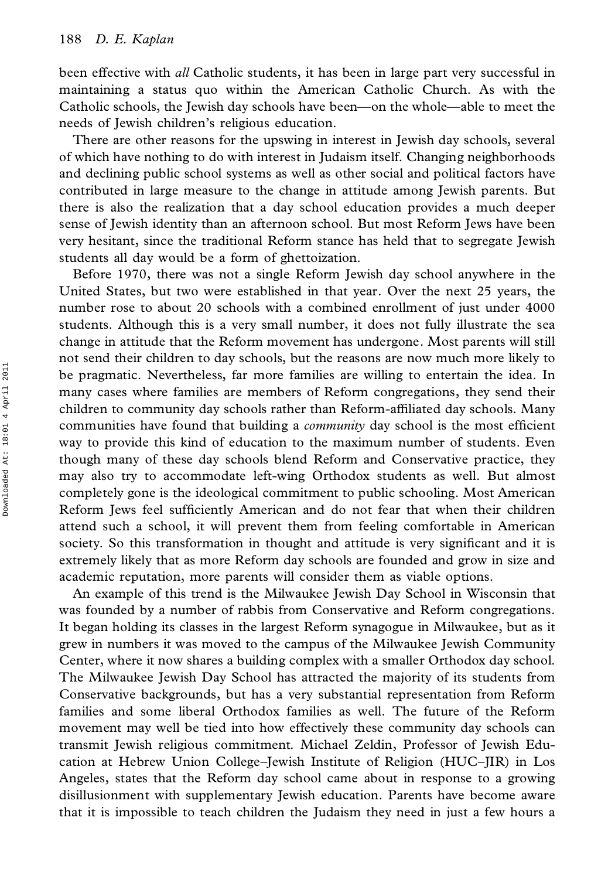been effective with *all* Catholic students, it has been in large part very successful in maintaining a status quo within the American Catholic Church. As with the Catholic schools, the Jewish day schools have been—on the whole—able to meet the needs of Jewish children's religious education.

There are other reasons for the upswing in interest in Jewish day schools, several of which have nothing to do with interest in Judaism itself. Changing neighborhoods and declining public school systems as well as other social and political factors have contributed in large measure to the change in attitude among Jewish parents. But there is also the realization that a day school education provides a much deeper sense of Jewish identity than an afternoon school. But most Reform Jews have been very hesitant, since the traditional Reform stance has held that to segregate Jewish students all day would be a form of ghettoization.

Before 1970, there was not a single Reform Jewish day school anywhere in the United States, but two were established in that year. Over the next 25 years, the number rose to about 20 schools with a combined enrollment of just under 4000 students. Although this is a very small number, it does not fully illustrate the sea change in attitude that the Reform movement has undergone. Most parents will still not send their children to day schools, but the reasons are now much more likely to be pragmatic. Nevertheless, far more families are willing to entertain the idea. In many cases where families are members of Reform congregations, they send their children to community day schools rather than Reform-affiliated day schools. Many communities have found that building a *community* day school is the most efficient way to provide this kind of education to the maximum number of students. Even though many of these day schools blend Reform and Conservative practice, they may also try to accommodate left-wing Orthodox students as well. But almost completely gone is the ideological commitment to public schooling. Most American Reform Jews feel sufficiently American and do not fear that when their children attend such a school, it will prevent them from feeling comfortable in American society. So this transformation in thought and attitude is very significant and it is extremely likely that as more Reform day schools are founded and grow in size and academic reputation, more parents will consider them as viable options.

An example of this trend is the Milwaukee Jewish Day School in Wisconsin that was founded by a number of rabbis from Conservative and Reform congregations. It began holding its classes in the largest Reform synagogue in Milwaukee, but as it grew in numbers it was moved to the campus of the Milwaukee Jewish Community Center, where it now shares a building complex with a smaller Orthodox day school. The Milwaukee Jewish Day School has attracted the majority of its students from Conservative backgrounds, but has a very substantial representation from Reform families and some liberal Orthodox families as well. The future of the Reform movement may well be tied into how effectively these community day schools can transmit Jewish religious commitment. Michael Zeldin, Professor of Jewish Education at Hebrew Union College–Jewish Institute of Religion (HUC–JIR) in Los Angeles, states that the Reform day school came about in response to a growing disillusionment with supplementary Jewish education. Parents have become aware that it is impossible to teach children the Judaism they need in just a few hours a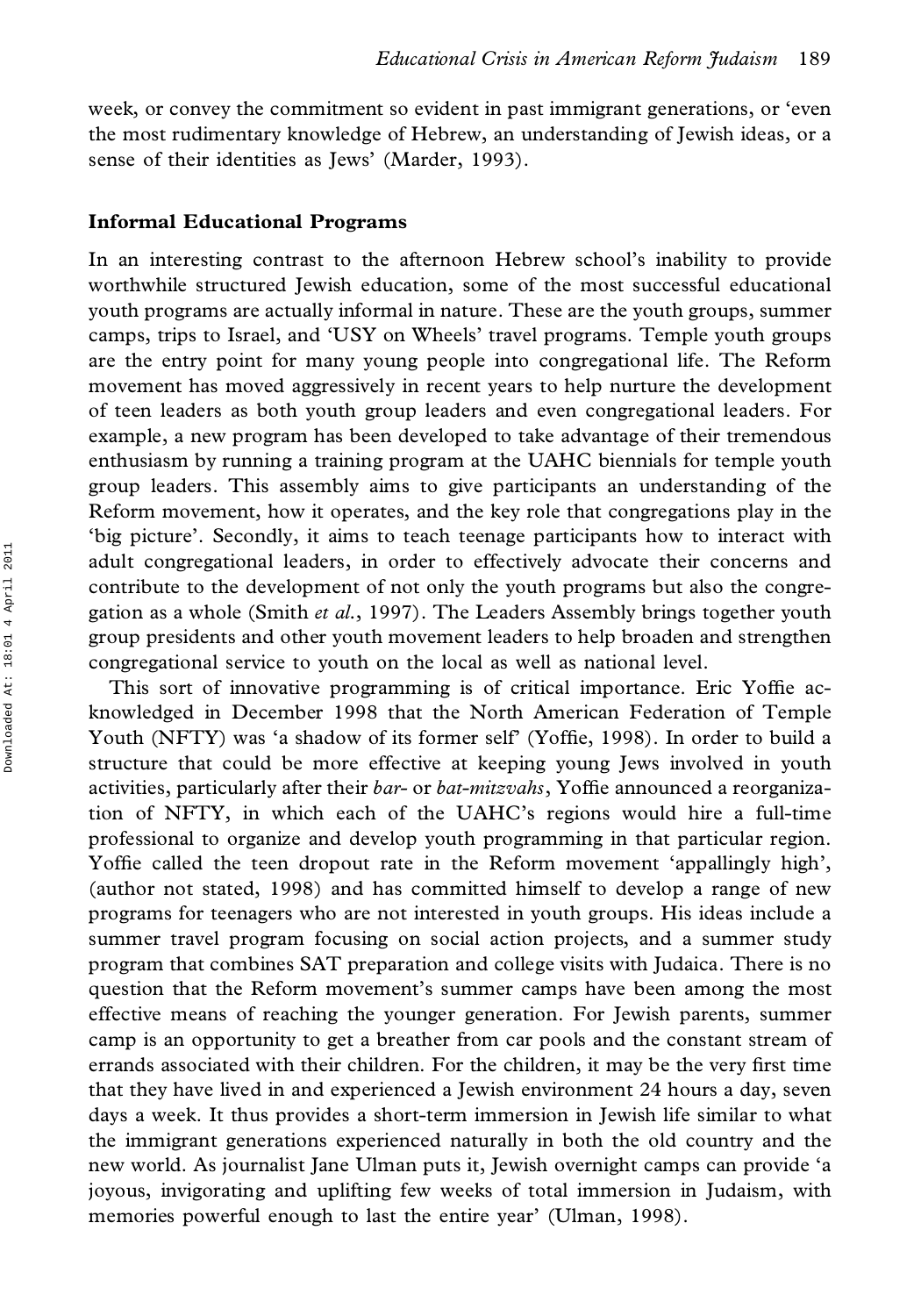week, or convey the commitment so evident in past immigrant generations, or 'even the most rudimentary knowledge of Hebrew, an understanding of Jewish ideas, or a sense of their identities as Jews' (Marder, 1993).

## Informal Educational Programs

In an interesting contrast to the afternoon Hebrew school's inability to provide worthwhile structured Jewish education, some of the most successful educational youth programs are actually informal in nature. These are the youth groups, summer camps, trips to Israel, and 'USY on Wheels' travel programs. Temple youth groups are the entry point for many young people into congregational life. The Reform movement has moved aggressively in recent years to help nurture the development of teen leaders as both youth group leaders and even congregational leaders. For example, a new program has been developed to take advantage of their tremendous enthusiasm by running a training program at the UAHC biennials for temple youth group leaders. This assembly aims to give participants an understanding of the Reform movement, how it operates, and the key role that congregations play in the 'big picture'. Secondly, it aims to teach teenage participants how to interact with adult congregational leaders, in order to effectively advocate their concerns and contribute to the development of not only the youth programs but also the congregation as a whole (Smith *et al.*, 1997). The Leaders Assembly brings together youth group presidents and other youth movement leaders to help broaden and strengthen congregational service to youth on the local as well as national level.

This sort of innovative programming is of critical importance. Eric Yoffie acknowledged in December 1998 that the North American Federation of Temple Youth (NFTY) was 'a shadow of its former self' (Yoffie, 1998). In order to build a structure that could be more effective at keeping young Jews involved in youth activities, particularly after their *bar*- or *bat-mitzvahs*, Yoffie announced a reorganization of NFTY, in which each of the UAHC's regions would hire a full-time professional to organize and develop youth programming in that particular region. Yoffie called the teen dropout rate in the Reform movement 'appallingly high', (author not stated, 1998) and has committed himself to develop a range of new programs for teenagers who are not interested in youth groups. His ideas include a summer travel program focusing on social action projects, and a summer study program that combines SAT preparation and college visits with Judaica. There is no question that the Reform movement's summer camps have been among the most effective means of reaching the younger generation. For Jewish parents, summer camp is an opportunity to get a breather from car pools and the constant stream of errands associated with their children. For the children, it may be the very first time that they have lived in and experienced a Jewish environment 24 hours a day, seven days a week. It thus provides a short-term immersion in Jewish life similar to what the immigrant generations experienced naturally in both the old country and the new world. As journalist Jane Ulman puts it, Jewish overnight camps can provide 'a joyous, invigorating and uplifting few weeks of total immersion in Judaism, with memories powerful enough to last the entire year' (Ulman, 1998).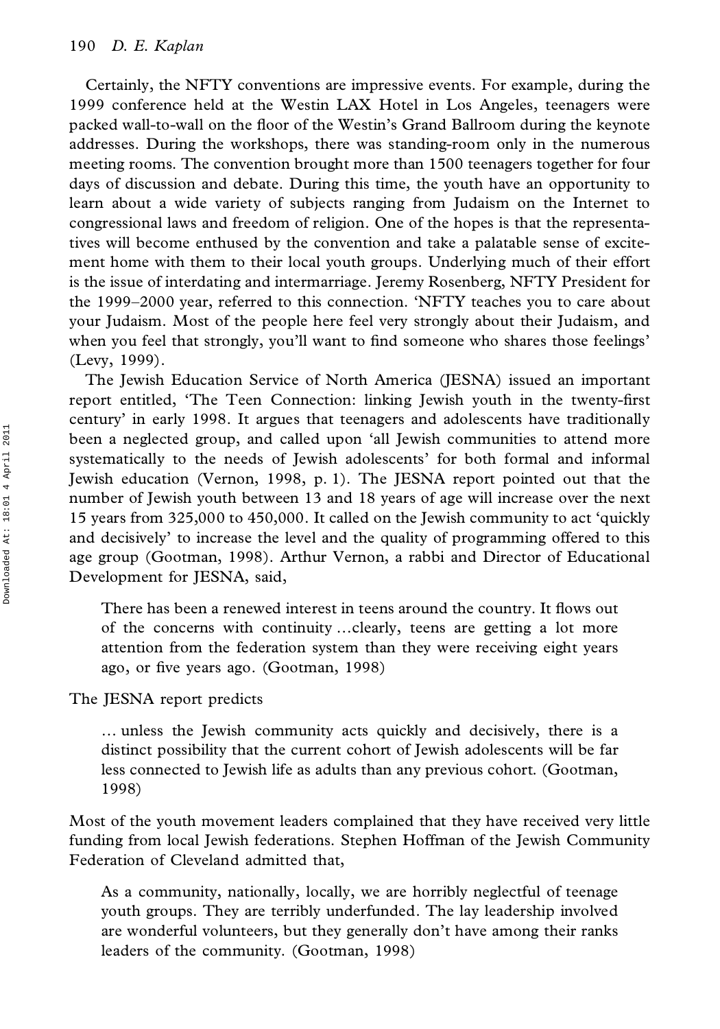Certainly, the NFTY conventions are impressive events. For example, during the 1999 conference held at the Westin LAX Hotel in Los Angeles, teenagers were packed wall-to-wall on the floor of the Westin's Grand Ballroom during the keynote addresses. During the workshops, there was standing-room only in the numerous meeting rooms. The convention brought more than 1500 teenagers together for four days of discussion and debate. During this time, the youth have an opportunity to learn about a wide variety of subjects ranging from Judaism on the Internet to congressional laws and freedom of religion. One of the hopes is that the representatives will become enthused by the convention and take a palatable sense of excitement home with them to their local youth groups. Underlying much of their effort is the issue of interdating and intermarriage. Jeremy Rosenberg, NFTY President for the 1999–2000 year, referred to this connection. 'NFTY teaches you to care about your Judaism. Most of the people here feel very strongly about their Judaism, and when you feel that strongly, you'll want to find someone who shares those feelings' (Levy, 1999).

The Jewish Education Service of North America (JESNA) issued an important report entitled, 'The Teen Connection: linking Jewish youth in the twenty-first century' in early 1998. It argues that teenagers and adolescents have traditionally been a neglected group, and called upon 'all Jewish communities to attend more systematically to the needs of Jewish adolescents' for both formal and informal Jewish education (Vernon, 1998, p. 1). The JESNA report pointed out that the number of Jewish youth between 13 and 18 years of age will increase over the next 15 years from 325,000 to 450,000. It called on the Jewish community to act 'quickly and decisively' to increase the level and the quality of programming offered to this age group (Gootman, 1998). Arthur Vernon, a rabbi and Director of Educational Development for JESNA, said,

> There has been a renewed interest in teens around the country. It flows out of the concerns with continuity …clearly, teens are getting a lot more attention from the federation system than they were receiving eight years ago, or five years ago. (Gootman, 1998)

The JESNA report predicts

> … unless the Jewish community acts quickly and decisively, there is a distinct possibility that the current cohort of Jewish adolescents will be far less connected to Jewish life as adults than any previous cohort. (Gootman, 1998)

Most of the youth movement leaders complained that they have received very little funding from local Jewish federations. Stephen Hoffman of the Jewish Community Federation of Cleveland admitted that,

> As a community, nationally, locally, we are horribly neglectful of teenage youth groups. They are terribly underfunded. The lay leadership involved are wonderful volunteers, but they generally don't have among their ranks leaders of the community. (Gootman, 1998)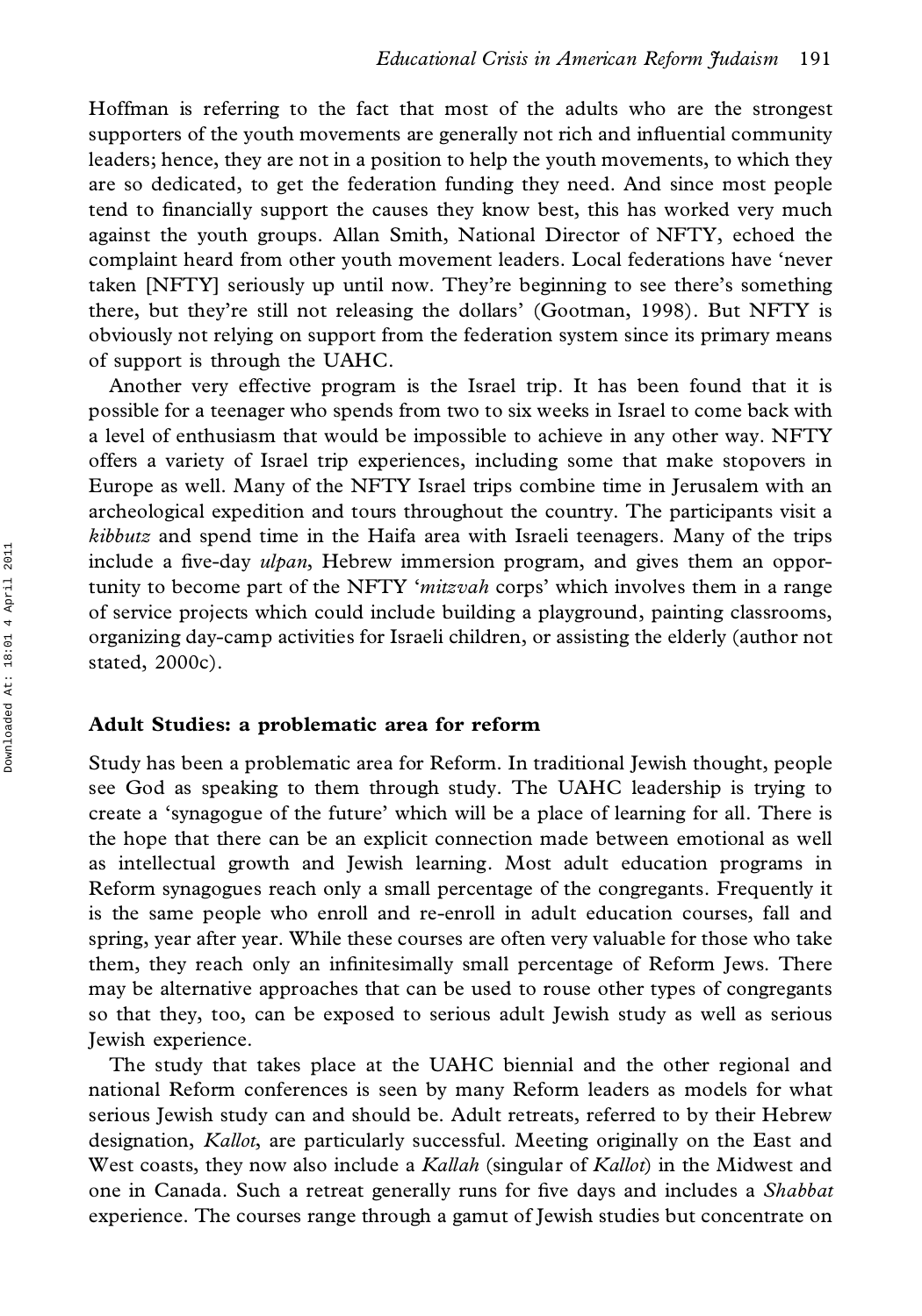Hoffman is referring to the fact that most of the adults who are the strongest supporters of the youth movements are generally not rich and influential community leaders; hence, they are not in a position to help the youth movements, to which they are so dedicated, to get the federation funding they need. And since most people tend to financially support the causes they know best, this has worked very much against the youth groups. Allan Smith, National Director of NFTY, echoed the complaint heard from other youth movement leaders. Local federations have 'never taken [NFTY] seriously up until now. They're beginning to see there's something there, but they're still not releasing the dollars' (Gootman, 1998). But NFTY is obviously not relying on support from the federation system since its primary means of support is through the UAHC.

Another very effective program is the Israel trip. It has been found that it is possible for a teenager who spends from two to six weeks in Israel to come back with a level of enthusiasm that would be impossible to achieve in any other way. NFTY offers a variety of Israel trip experiences, including some that make stopovers in Europe as well. Many of the NFTY Israel trips combine time in Jerusalem with an archeological expedition and tours throughout the country. The participants visit a *kibbutz* and spend time in the Haifa area with Israeli teenagers. Many of the trips include a five-day *ulpan*, Hebrew immersion program, and gives them an opportunity to become part of the NFTY '*mitzvah* corps' which involves them in a range of service projects which could include building a playground, painting classrooms, organizing day-camp activities for Israeli children, or assisting the elderly (author not stated, 2000c).

## Adult Studies: a problematic area for reform

Study has been a problematic area for Reform. In traditional Jewish thought, people see God as speaking to them through study. The UAHC leadership is trying to create a 'synagogue of the future' which will be a place of learning for all. There is the hope that there can be an explicit connection made between emotional as well as intellectual growth and Jewish learning. Most adult education programs in Reform synagogues reach only a small percentage of the congregants. Frequently it is the same people who enroll and re-enroll in adult education courses, fall and spring, year after year. While these courses are often very valuable for those who take them, they reach only an infinitesimally small percentage of Reform Jews. There may be alternative approaches that can be used to rouse other types of congregants so that they, too, can be exposed to serious adult Jewish study as well as serious Jewish experience.

The study that takes place at the UAHC biennial and the other regional and national Reform conferences is seen by many Reform leaders as models for what serious Jewish study can and should be. Adult retreats, referred to by their Hebrew designation, *Kallot*, are particularly successful. Meeting originally on the East and West coasts, they now also include a *Kallah* (singular of *Kallot*) in the Midwest and one in Canada. Such a retreat generally runs for five days and includes a *Shabbat* experience. The courses range through a gamut of Jewish studies but concentrate on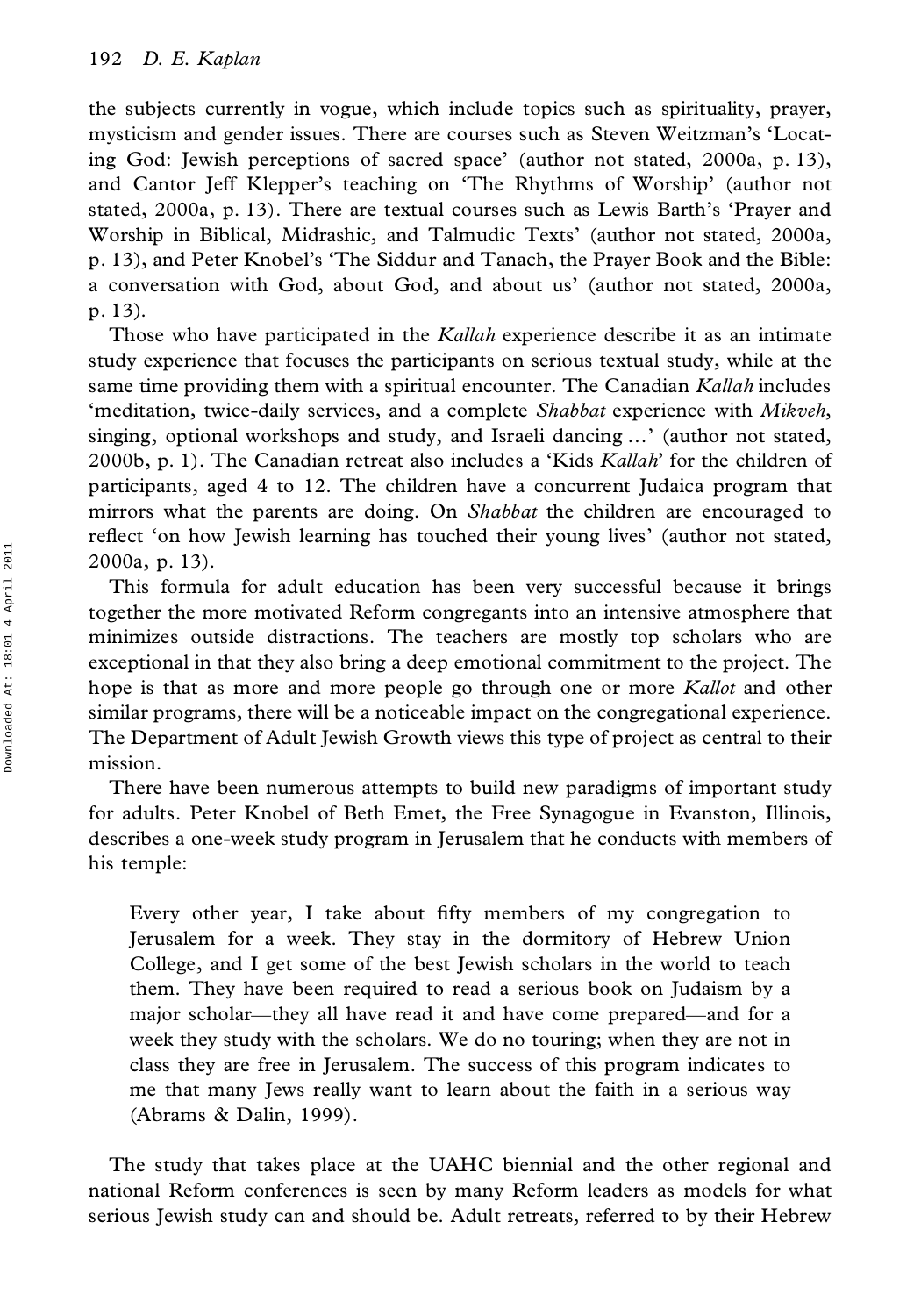the subjects currently in vogue, which include topics such as spirituality, prayer, mysticism and gender issues. There are courses such as Steven Weitzman's 'Locating God: Jewish perceptions of sacred space' (author not stated, 2000a, p. 13), and Cantor Jeff Klepper's teaching on 'The Rhythms of Worship' (author not stated, 2000a, p. 13). There are textual courses such as Lewis Barth's 'Prayer and Worship in Biblical, Midrashic, and Talmudic Texts' (author not stated, 2000a, p. 13), and Peter Knobel's 'The Siddur and Tanach, the Prayer Book and the Bible: a conversation with God, about God, and about us' (author not stated, 2000a, p. 13).

Those who have participated in the *Kallah* experience describe it as an intimate study experience that focuses the participants on serious textual study, while at the same time providing them with a spiritual encounter. The Canadian *Kallah* includes 'meditation, twice-daily services, and a complete *Shabbat* experience with *Mikveh*, singing, optional workshops and study, and Israeli dancing ...' (author not stated, 2000b, p. 1). The Canadian retreat also includes a 'Kids *Kallah*' for the children of participants, aged 4 to 12. The children have a concurrent Judaica program that mirrors what the parents are doing. On *Shabbat* the children are encouraged to reflect 'on how Jewish learning has touched their young lives' (author not stated, 2000a, p. 13).

This formula for adult education has been very successful because it brings together the more motivated Reform congregants into an intensive atmosphere that minimizes outside distractions. The teachers are mostly top scholars who are exceptional in that they also bring a deep emotional commitment to the project. The hope is that as more and more people go through one or more *Kallot* and other similar programs, there will be a noticeable impact on the congregational experience. The Department of Adult Jewish Growth views this type of project as central to their mission.

There have been numerous attempts to build new paradigms of important study for adults. Peter Knobel of Beth Emet, the Free Synagogue in Evanston, Illinois, describes a one-week study program in Jerusalem that he conducts with members of his temple:

> Every other year, I take about fifty members of my congregation to Jerusalem for a week. They stay in the dormitory of Hebrew Union College, and I get some of the best Jewish scholars in the world to teach them. They have been required to read a serious book on Judaism by a major scholar—they all have read it and have come prepared—and for a week they study with the scholars. We do no touring; when they are not in class they are free in Jerusalem. The success of this program indicates to me that many Jews really want to learn about the faith in a serious way (Abrams & Dalin, 1999).

The study that takes place at the UAHC biennial and the other regional and national Reform conferences is seen by many Reform leaders as models for what serious Jewish study can and should be. Adult retreats, referred to by their Hebrew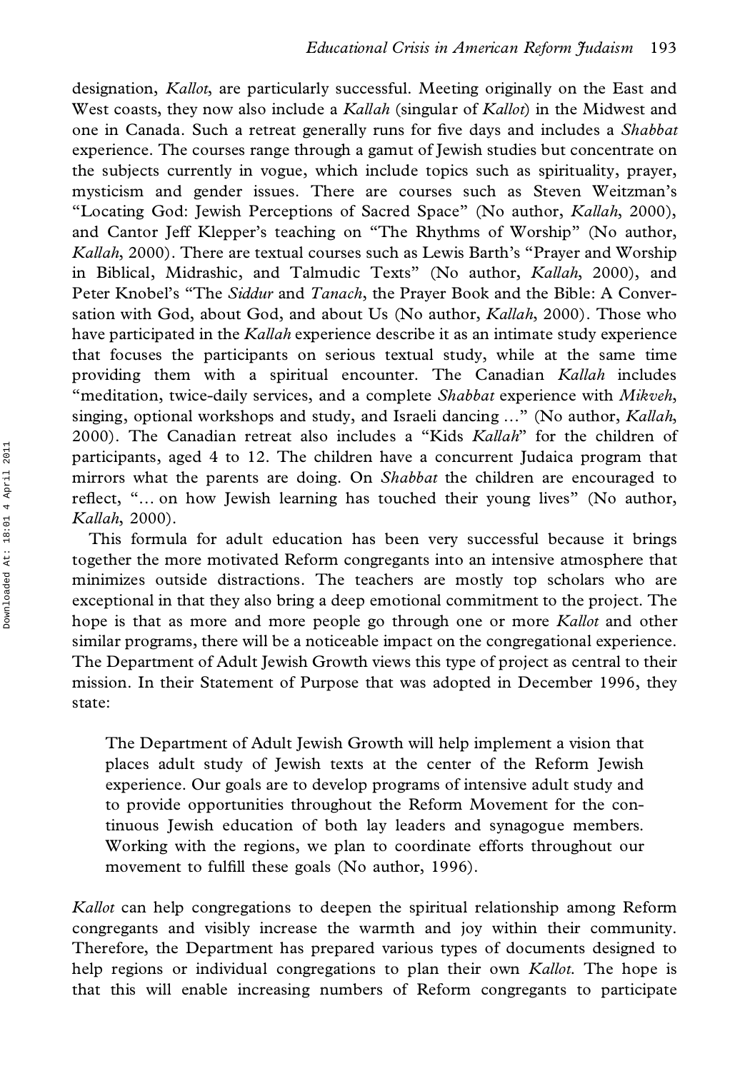designation, *Kallot*, are particularly successful. Meeting originally on the East and West coasts, they now also include a *Kallah* (singular of *Kallot*) in the Midwest and one in Canada. Such a retreat generally runs for five days and includes a *Shabbat* experience. The courses range through a gamut of Jewish studies but concentrate on the subjects currently in vogue, which include topics such as spirituality, prayer, mysticism and gender issues. There are courses such as Steven Weitzman's "Locating God: Jewish Perceptions of Sacred Space" (No author, *Kallah*, 2000), and Cantor Jeff Klepper's teaching on "The Rhythms of Worship" (No author, *Kallah*, 2000). There are textual courses such as Lewis Barth's "Prayer and Worship in Biblical, Midrashic, and Talmudic Texts" (No author, *Kallah*, 2000), and Peter Knobel's "The *Siddur* and *Tanach*, the Prayer Book and the Bible: A Conversation with God, about God, and about Us (No author, *Kallah*, 2000). Those who have participated in the *Kallah* experience describe it as an intimate study experience that focuses the participants on serious textual study, while at the same time providing them with a spiritual encounter. The Canadian *Kallah* includes "meditation, twice-daily services, and a complete *Shabbat* experience with *Mikveh*, singing, optional workshops and study, and Israeli dancing ..." (No author, *Kallah*, 2000). The Canadian retreat also includes a "Kids *Kallah*" for the children of participants, aged 4 to 12. The children have a concurrent Judaica program that mirrors what the parents are doing. On *Shabbat* the children are encouraged to reflect, "... on how Jewish learning has touched their young lives" (No author, *Kallah*, 2000).

This formula for adult education has been very successful because it brings together the more motivated Reform congregants into an intensive atmosphere that minimizes outside distractions. The teachers are mostly top scholars who are exceptional in that they also bring a deep emotional commitment to the project. The hope is that as more and more people go through one or more *Kallot* and other similar programs, there will be a noticeable impact on the congregational experience. The Department of Adult Jewish Growth views this type of project as central to their mission. In their Statement of Purpose that was adopted in December 1996, they state:

> The Department of Adult Jewish Growth will help implement a vision that places adult study of Jewish texts at the center of the Reform Jewish experience. Our goals are to develop programs of intensive adult study and to provide opportunities throughout the Reform Movement for the continuous Jewish education of both lay leaders and synagogue members. Working with the regions, we plan to coordinate efforts throughout our movement to fulfill these goals (No author, 1996).

*Kallot* can help congregations to deepen the spiritual relationship among Reform congregants and visibly increase the warmth and joy within their community. Therefore, the Department has prepared various types of documents designed to help regions or individual congregations to plan their own *Kallot*. The hope is that this will enable increasing numbers of Reform congregants to participate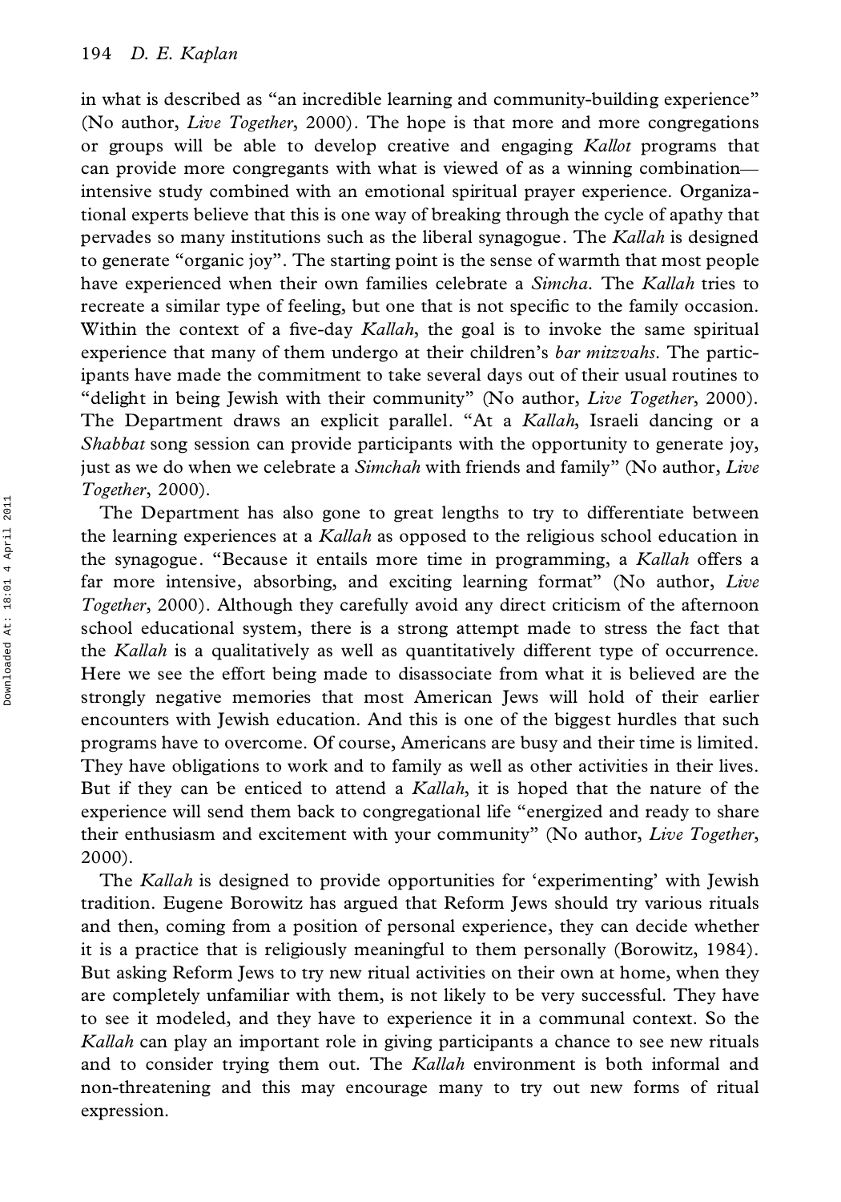in what is described as "an incredible learning and community-building experience" (No author, *Live Together*, 2000). The hope is that more and more congregations or groups will be able to develop creative and engaging *Kallot* programs that can provide more congregants with what is viewed of as a winning combination—intensive study combined with an emotional spiritual prayer experience. Organizational experts believe that this is one way of breaking through the cycle of apathy that pervades so many institutions such as the liberal synagogue. The *Kallah* is designed to generate "organic joy". The starting point is the sense of warmth that most people have experienced when their own families celebrate a *Simcha*. The *Kallah* tries to recreate a similar type of feeling, but one that is not specific to the family occasion. Within the context of a five-day *Kallah*, the goal is to invoke the same spiritual experience that many of them undergo at their children's *bar mitzvahs*. The participants have made the commitment to take several days out of their usual routines to "delight in being Jewish with their community" (No author, *Live Together*, 2000). The Department draws an explicit parallel. "At a *Kallah*, Israeli dancing or a *Shabbat* song session can provide participants with the opportunity to generate joy, just as we do when we celebrate a *Simchah* with friends and family" (No author, *Live Together*, 2000).

The Department has also gone to great lengths to try to differentiate between the learning experiences at a *Kallah* as opposed to the religious school education in the synagogue. "Because it entails more time in programming, a *Kallah* offers a far more intensive, absorbing, and exciting learning format" (No author, *Live Together*, 2000). Although they carefully avoid any direct criticism of the afternoon school educational system, there is a strong attempt made to stress the fact that the *Kallah* is a qualitatively as well as quantitatively different type of occurrence. Here we see the effort being made to disassociate from what it is believed are the strongly negative memories that most American Jews will hold of their earlier encounters with Jewish education. And this is one of the biggest hurdles that such programs have to overcome. Of course, Americans are busy and their time is limited. They have obligations to work and to family as well as other activities in their lives. But if they can be enticed to attend a *Kallah*, it is hoped that the nature of the experience will send them back to congregational life "energized and ready to share their enthusiasm and excitement with your community" (No author, *Live Together*, 2000).

The *Kallah* is designed to provide opportunities for 'experimenting' with Jewish tradition. Eugene Borowitz has argued that Reform Jews should try various rituals and then, coming from a position of personal experience, they can decide whether it is a practice that is religiously meaningful to them personally (Borowitz, 1984). But asking Reform Jews to try new ritual activities on their own at home, when they are completely unfamiliar with them, is not likely to be very successful. They have to see it modeled, and they have to experience it in a communal context. So the *Kallah* can play an important role in giving participants a chance to see new rituals and to consider trying them out. The *Kallah* environment is both informal and non-threatening and this may encourage many to try out new forms of ritual expression.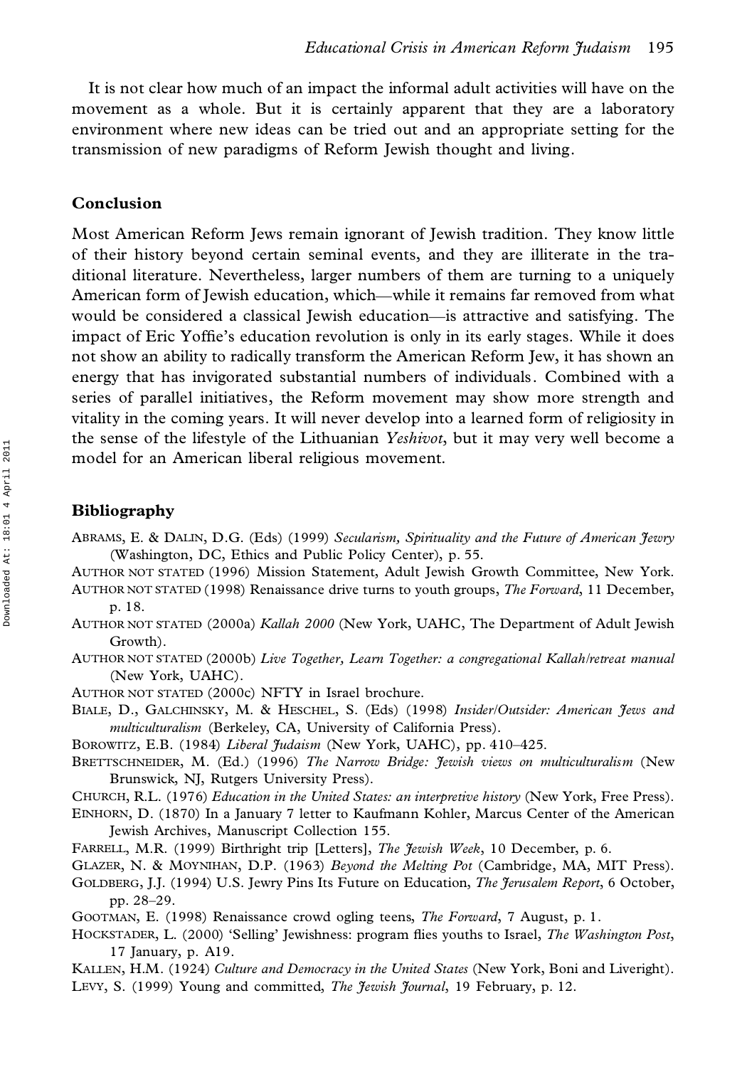It is not clear how much of an impact the informal adult activities will have on the movement as a whole. But it is certainly apparent that they are a laboratory environment where new ideas can be tried out and an appropriate setting for the transmission of new paradigms of Reform Jewish thought and living.

## Conclusion

Most American Reform Jews remain ignorant of Jewish tradition. They know little of their history beyond certain seminal events, and they are illiterate in the traditional literature. Nevertheless, larger numbers of them are turning to a uniquely American form of Jewish education, which—while it remains far removed from what would be considered a classical Jewish education—is attractive and satisfying. The impact of Eric Yoffie's education revolution is only in its early stages. While it does not show an ability to radically transform the American Reform Jew, it has shown an energy that has invigorated substantial numbers of individuals. Combined with a series of parallel initiatives, the Reform movement may show more strength and vitality in the coming years. It will never develop into a learned form of religiosity in the sense of the lifestyle of the Lithuanian *Yeshivot*, but it may very well become a model for an American liberal religious movement.

## Bibliography

ABRAMS, E. & DALIN, D.G. (Eds) (1999) *Secularism, Spirituality and the Future of American Jewry* (Washington, DC, Ethics and Public Policy Center), p. 55.

AUTHOR NOT STATED (1996) Mission Statement, Adult Jewish Growth Committee, New York.

AUTHOR NOT STATED (1998) Renaissance drive turns to youth groups, *The Forward*, 11 December, p. 18.

AUTHOR NOT STATED (2000a) *Kallah 2000* (New York, UAHC, The Department of Adult Jewish Growth).

AUTHOR NOT STATED (2000b) *Live Together, Learn Together: a congregational Kallah/retreat manual* (New York, UAHC).

AUTHOR NOT STATED (2000c) NFTY in Israel brochure.

BIALE, D., GALCHINSKY, M. & HESCHEL, S. (Eds) (1998) *Insider/Outsider: American Jews and multiculturalism* (Berkeley, CA, University of California Press).

BOROWITZ, E.B. (1984) *Liberal Judaism* (New York, UAHC), pp. 410–425.

BRETTSCHNEIDER, M. (Ed.) (1996) *The Narrow Bridge: Jewish views on multiculturalism* (New Brunswick, NJ, Rutgers University Press).

CHURCH, R.L. (1976) *Education in the United States: an interpretive history* (New York, Free Press).

EINHORN, D. (1870) In a January 7 letter to Kaufmann Kohler, Marcus Center of the American Jewish Archives, Manuscript Collection 155.

FARRELL, M.R. (1999) Birthright trip [Letters], *The Jewish Week*, 10 December, p. 6.

GLAZER, N. & MOYNIHAN, D.P. (1963) *Beyond the Melting Pot* (Cambridge, MA, MIT Press).

GOLDBERG, J.J. (1994) U.S. Jewry Pins Its Future on Education, *The Jerusalem Report*, 6 October, pp. 28–29.

GOOTMAN, E. (1998) Renaissance crowd ogling teens, *The Forward*, 7 August, p. 1.

HOCKSTADER, L. (2000) 'Selling' Jewishness: program flies youths to Israel, *The Washington Post*, 17 January, p. A19.

KALLEN, H.M. (1924) *Culture and Democracy in the United States* (New York, Boni and Liveright).

LEVY, S. (1999) Young and committed, *The Jewish Journal*, 19 February, p. 12.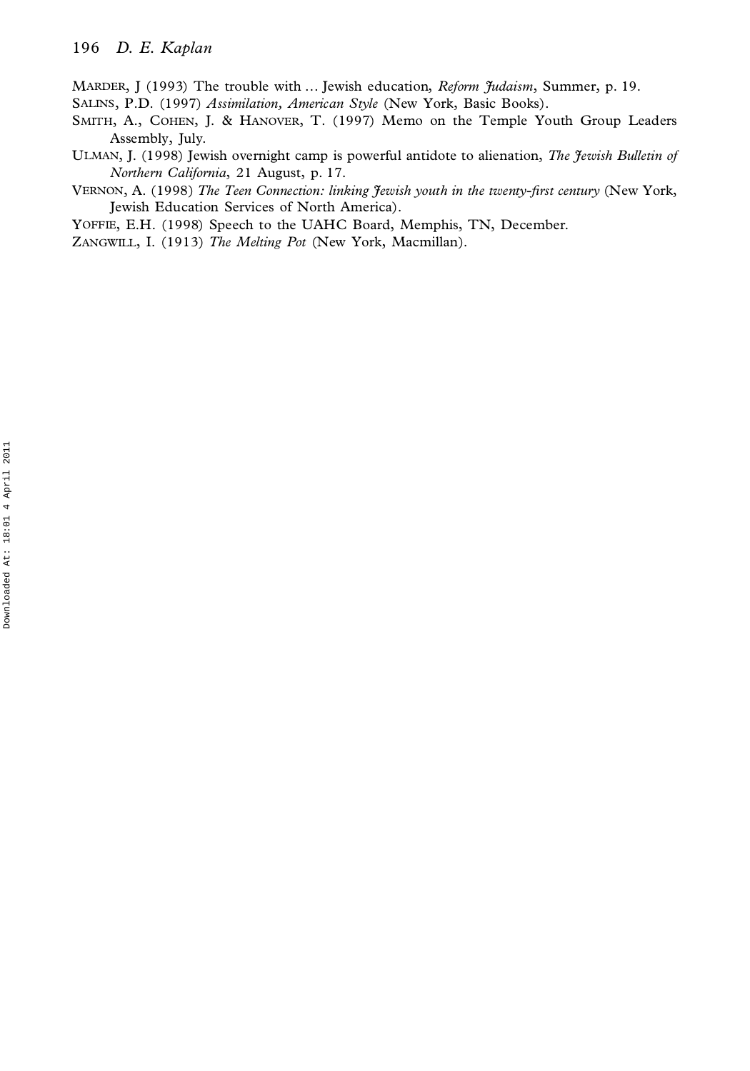MARDER, J (1993) The trouble with … Jewish education, *Reform Judaism*, Summer, p. 19.

SALINS, P.D. (1997) *Assimilation, American Style* (New York, Basic Books).

SMITH, A., COHEN, J. & HANOVER, T. (1997) Memo on the Temple Youth Group Leaders Assembly, July.

ULMAN, J. (1998) Jewish overnight camp is powerful antidote to alienation, *The Jewish Bulletin of Northern California*, 21 August, p. 17.

VERNON, A. (1998) *The Teen Connection: linking Jewish youth in the twenty-first century* (New York, Jewish Education Services of North America).

YOFFIE, E.H. (1998) Speech to the UAHC Board, Memphis, TN, December.

ZANGWILL, I. (1913) *The Melting Pot* (New York, Macmillan).